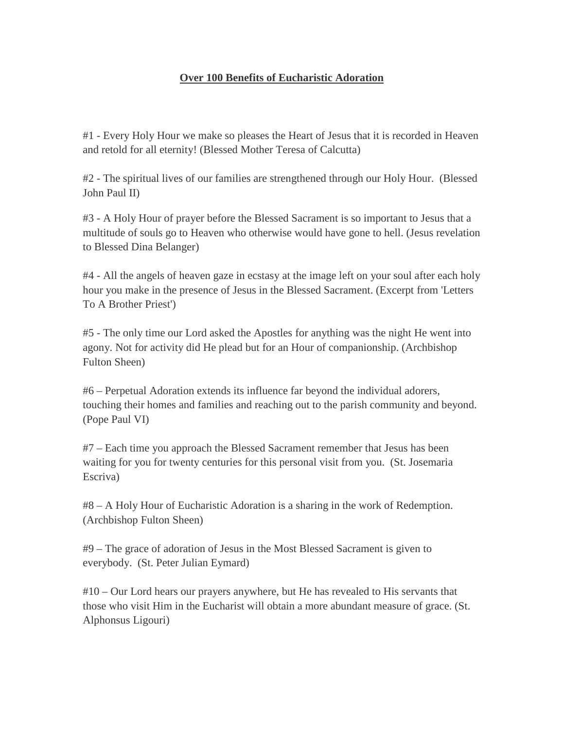# Over 100 Benefits of Eucharistic Adoration

#1 - Every Holy Hour we make so pleases the Heart of Jesus that it is recorded in Heaven and retold for all eternity! (Blessed Mother Teresa of Calcutta)

#2 - The spiritual lives of our families are strengthened through our Holy Hour. (Blessed John Paul II)

#3 - A Holy Hour of prayer before the Blessed Sacrament is so important to Jesus that a multitude of souls go to Heaven who otherwise would have gone to hell. (Jesus revelation to Blessed Dina Belanger)

#4 - All the angels of heaven gaze in ecstasy at the image left on your soul after each holy hour you make in the presence of Jesus in the Blessed Sacrament. (Excerpt from 'Letters To A Brother Priest')

#5 - The only time our Lord asked the Apostles for anything was the night He went into agony. Not for activity did He plead but for an Hour of companionship. (Archbishop Fulton Sheen)

#6 – Perpetual Adoration extends its influence far beyond the individual adorers, touching their homes and families and reaching out to the parish community and beyond. (Pope Paul VI)

#7 – Each time you approach the Blessed Sacrament remember that Jesus has been waiting for you for twenty centuries for this personal visit from you. (St. Josemaria Escriva)

#8 – A Holy Hour of Eucharistic Adoration is a sharing in the work of Redemption. (Archbishop Fulton Sheen)

#9 – The grace of adoration of Jesus in the Most Blessed Sacrament is given to everybody. (St. Peter Julian Eymard)

#10 – Our Lord hears our prayers anywhere, but He has revealed to His servants that those who visit Him in the Eucharist will obtain a more abundant measure of grace. (St. Alphonsus Ligouri)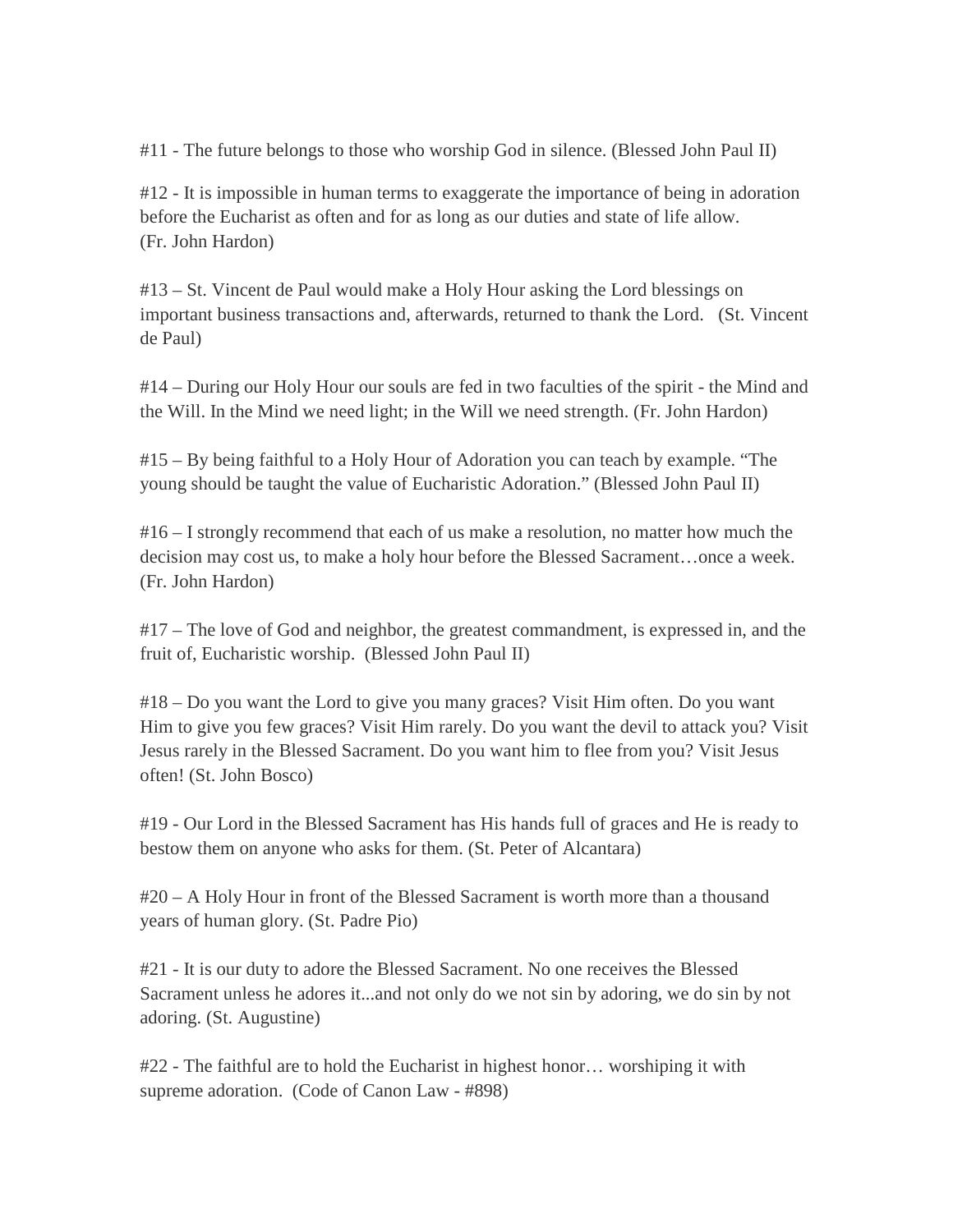#11 - The future belongs to those who worship God in silence. (Blessed John Paul II)

#12 - It is impossible in human terms to exaggerate the importance of being in adoration before the Eucharist as often and for as long as our duties and state of life allow. (Fr. John Hardon)

#13 – St. Vincent de Paul would make a Holy Hour asking the Lord blessings on important business transactions and, afterwards, returned to thank the Lord. (St. Vincent de Paul)

#14 – During our Holy Hour our souls are fed in two faculties of the spirit - the Mind and the Will. In the Mind we need light; in the Will we need strength. (Fr. John Hardon)

#15 – By being faithful to a Holy Hour of Adoration you can teach by example. “The young should be taught the value of Eucharistic Adoration.” (Blessed John Paul II)

#16 – I strongly recommend that each of us make a resolution, no matter how much the decision may cost us, to make a holy hour before the Blessed Sacrament…once a week. (Fr. John Hardon)

#17 – The love of God and neighbor, the greatest commandment, is expressed in, and the fruit of, Eucharistic worship. (Blessed John Paul II)

#18 – Do you want the Lord to give you many graces? Visit Him often. Do you want Him to give you few graces? Visit Him rarely. Do you want the devil to attack you? Visit Jesus rarely in the Blessed Sacrament. Do you want him to flee from you? Visit Jesus often! (St. John Bosco)

#19 - Our Lord in the Blessed Sacrament has His hands full of graces and He is ready to bestow them on anyone who asks for them. (St. Peter of Alcantara)

#20 – A Holy Hour in front of the Blessed Sacrament is worth more than a thousand years of human glory. (St. Padre Pio)

#21 - It is our duty to adore the Blessed Sacrament. No one receives the Blessed Sacrament unless he adores it...and not only do we not sin by adoring, we do sin by not adoring. (St. Augustine)

#22 - The faithful are to hold the Eucharist in highest honor… worshiping it with supreme adoration. (Code of Canon Law - #898)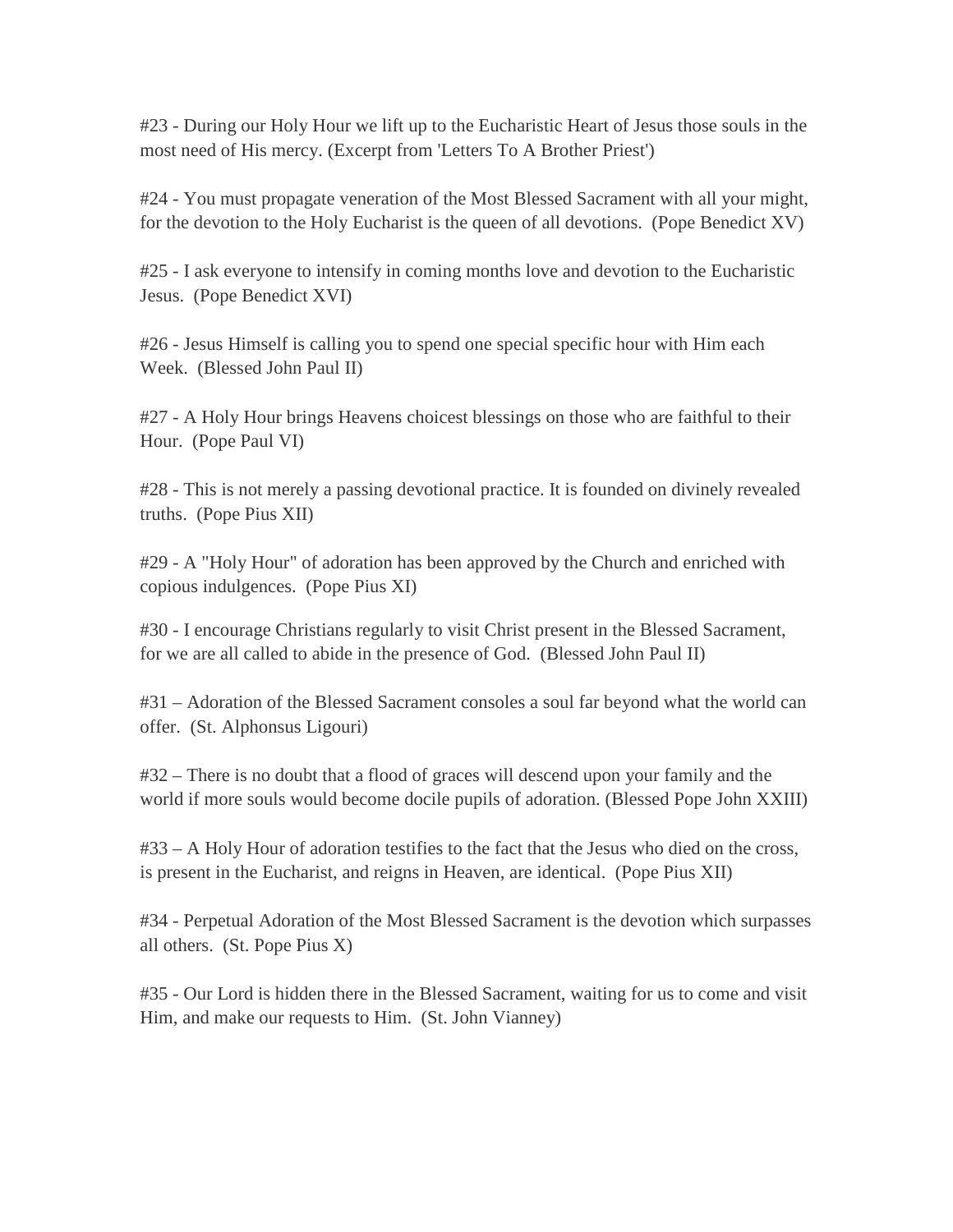#23 - During our Holy Hour we lift up to the Eucharistic Heart of Jesus those souls in the most need of His mercy. (Excerpt from 'Letters To A Brother Priest')

#24 - You must propagate veneration of the Most Blessed Sacrament with all your might, for the devotion to the Holy Eucharist is the queen of all devotions. (Pope Benedict XV)

#25 - I ask everyone to intensify in coming months love and devotion to the Eucharistic Jesus. (Pope Benedict XVI)

#26 - Jesus Himself is calling you to spend one special specific hour with Him each Week. (Blessed John Paul II)

#27 - A Holy Hour brings Heavens choicest blessings on those who are faithful to their Hour. (Pope Paul VI)

#28 - This is not merely a passing devotional practice. It is founded on divinely revealed truths. (Pope Pius XII)

#29 - A "Holy Hour" of adoration has been approved by the Church and enriched with copious indulgences. (Pope Pius XI)

#30 - I encourage Christians regularly to visit Christ present in the Blessed Sacrament, for we are all called to abide in the presence of God. (Blessed John Paul II)

#31 – Adoration of the Blessed Sacrament consoles a soul far beyond what the world can offer. (St. Alphonsus Ligouri)

#32 – There is no doubt that a flood of graces will descend upon your family and the world if more souls would become docile pupils of adoration. (Blessed Pope John XXIII)

#33 – A Holy Hour of adoration testifies to the fact that the Jesus who died on the cross, is present in the Eucharist, and reigns in Heaven, are identical. (Pope Pius XII)

#34 - Perpetual Adoration of the Most Blessed Sacrament is the devotion which surpasses all others. (St. Pope Pius X)

#35 - Our Lord is hidden there in the Blessed Sacrament, waiting for us to come and visit Him, and make our requests to Him. (St. John Vianney)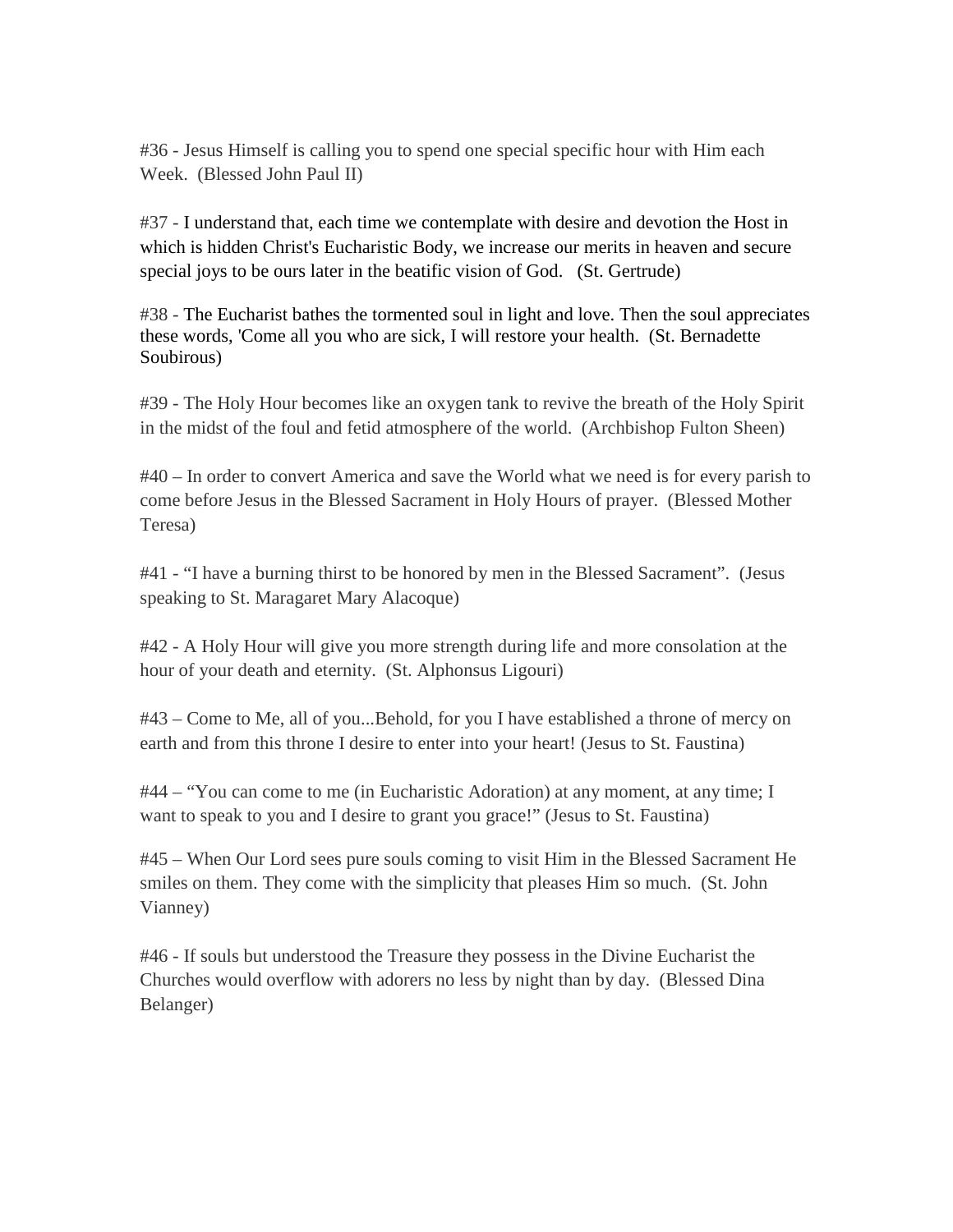#36 - Jesus Himself is calling you to spend one special specific hour with Him each Week.  (Blessed John Paul II)

#37 - I understand that, each time we contemplate with desire and devotion the Host in which is hidden Christ's Eucharistic Body, we increase our merits in heaven and secure special joys to be ours later in the beatific vision of God.   (St. Gertrude)

#38 - The Eucharist bathes the tormented soul in light and love. Then the soul appreciates these words, 'Come all you who are sick, I will restore your health.  (St. Bernadette Soubirous)

#39 - The Holy Hour becomes like an oxygen tank to revive the breath of the Holy Spirit in the midst of the foul and fetid atmosphere of the world.  (Archbishop Fulton Sheen)

#40 – In order to convert America and save the World what we need is for every parish to come before Jesus in the Blessed Sacrament in Holy Hours of prayer.  (Blessed Mother Teresa)

#41 - "I have a burning thirst to be honored by men in the Blessed Sacrament".  (Jesus speaking to St. Maragaret Mary Alacoque)

#42 - A Holy Hour will give you more strength during life and more consolation at the hour of your death and eternity.  (St. Alphonsus Ligouri)

#43 – Come to Me, all of you...Behold, for you I have established a throne of mercy on earth and from this throne I desire to enter into your heart! (Jesus to St. Faustina)

#44 – "You can come to me (in Eucharistic Adoration) at any moment, at any time; I want to speak to you and I desire to grant you grace!" (Jesus to St. Faustina)

#45 – When Our Lord sees pure souls coming to visit Him in the Blessed Sacrament He smiles on them. They come with the simplicity that pleases Him so much.  (St. John Vianney)

#46 - If souls but understood the Treasure they possess in the Divine Eucharist the Churches would overflow with adorers no less by night than by day.  (Blessed Dina Belanger)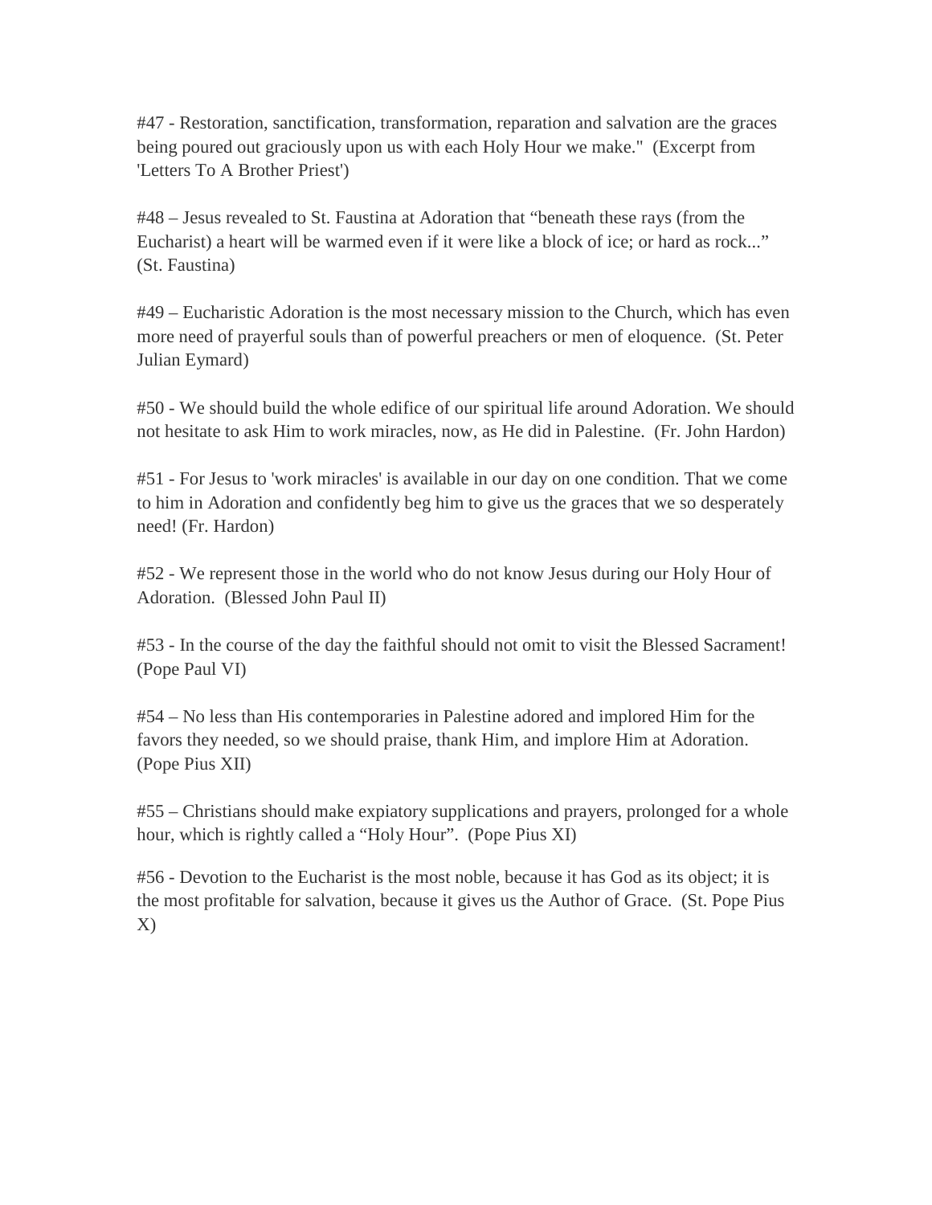#47 - Restoration, sanctification, transformation, reparation and salvation are the graces being poured out graciously upon us with each Holy Hour we make."  (Excerpt from 'Letters To A Brother Priest')

#48 – Jesus revealed to St. Faustina at Adoration that "beneath these rays (from the Eucharist) a heart will be warmed even if it were like a block of ice; or hard as rock..." (St. Faustina)

#49 – Eucharistic Adoration is the most necessary mission to the Church, which has even more need of prayerful souls than of powerful preachers or men of eloquence.  (St. Peter Julian Eymard)

#50 - We should build the whole edifice of our spiritual life around Adoration. We should not hesitate to ask Him to work miracles, now, as He did in Palestine.  (Fr. John Hardon)

#51 - For Jesus to 'work miracles' is available in our day on one condition. That we come to him in Adoration and confidently beg him to give us the graces that we so desperately need! (Fr. Hardon)

#52 - We represent those in the world who do not know Jesus during our Holy Hour of Adoration.  (Blessed John Paul II)

#53 - In the course of the day the faithful should not omit to visit the Blessed Sacrament! (Pope Paul VI)

#54 – No less than His contemporaries in Palestine adored and implored Him for the favors they needed, so we should praise, thank Him, and implore Him at Adoration. (Pope Pius XII)

#55 – Christians should make expiatory supplications and prayers, prolonged for a whole hour, which is rightly called a "Holy Hour".  (Pope Pius XI)

#56 - Devotion to the Eucharist is the most noble, because it has God as its object; it is the most profitable for salvation, because it gives us the Author of Grace.  (St. Pope Pius X)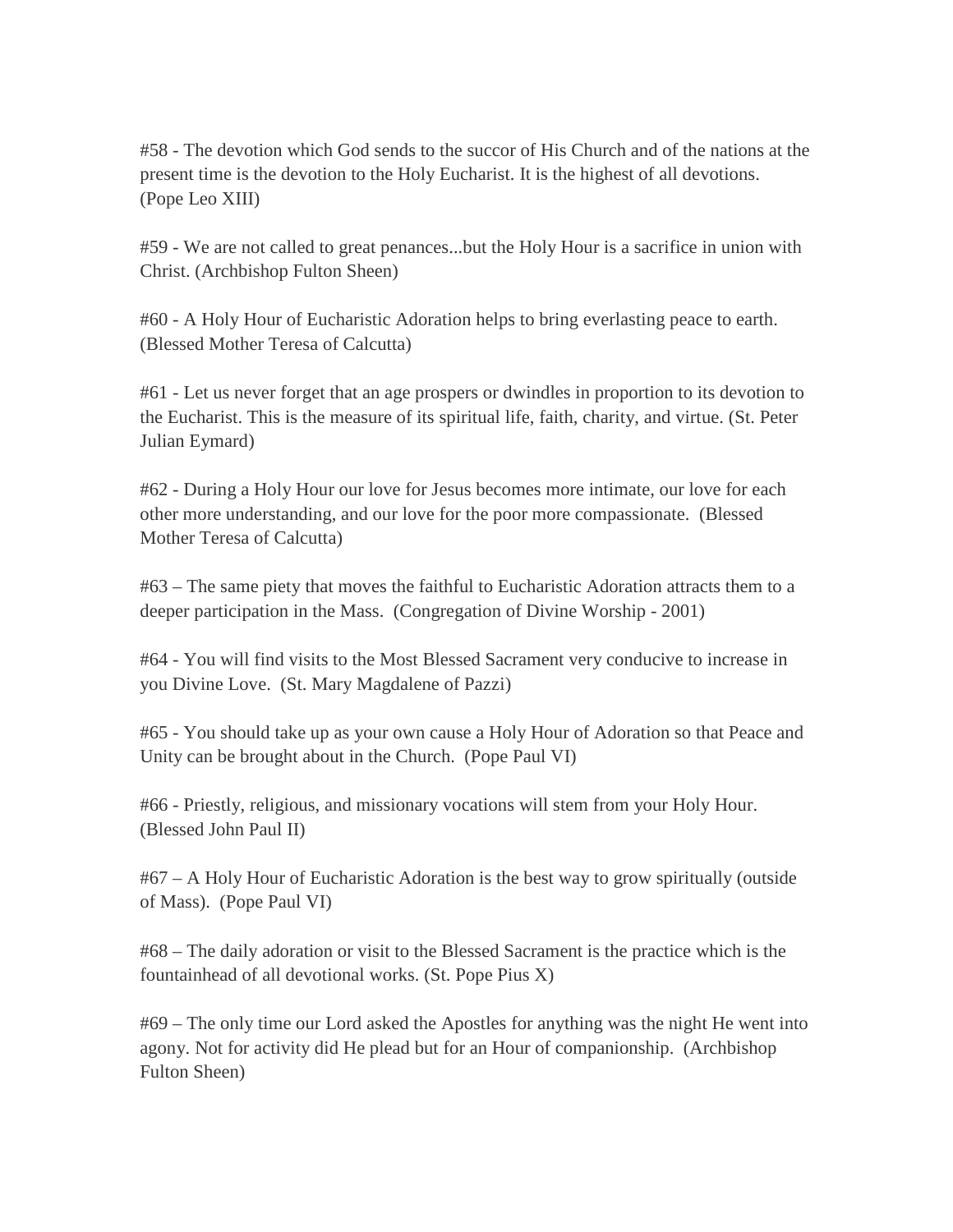#58 - The devotion which God sends to the succor of His Church and of the nations at the present time is the devotion to the Holy Eucharist. It is the highest of all devotions. (Pope Leo XIII)

#59 - We are not called to great penances...but the Holy Hour is a sacrifice in union with Christ. (Archbishop Fulton Sheen)

#60 - A Holy Hour of Eucharistic Adoration helps to bring everlasting peace to earth. (Blessed Mother Teresa of Calcutta)

#61 - Let us never forget that an age prospers or dwindles in proportion to its devotion to the Eucharist. This is the measure of its spiritual life, faith, charity, and virtue. (St. Peter Julian Eymard)

#62 - During a Holy Hour our love for Jesus becomes more intimate, our love for each other more understanding, and our love for the poor more compassionate. (Blessed Mother Teresa of Calcutta)

#63 – The same piety that moves the faithful to Eucharistic Adoration attracts them to a deeper participation in the Mass. (Congregation of Divine Worship - 2001)

#64 - You will find visits to the Most Blessed Sacrament very conducive to increase in you Divine Love. (St. Mary Magdalene of Pazzi)

#65 - You should take up as your own cause a Holy Hour of Adoration so that Peace and Unity can be brought about in the Church. (Pope Paul VI)

#66 - Priestly, religious, and missionary vocations will stem from your Holy Hour. (Blessed John Paul II)

#67 – A Holy Hour of Eucharistic Adoration is the best way to grow spiritually (outside of Mass). (Pope Paul VI)

#68 – The daily adoration or visit to the Blessed Sacrament is the practice which is the fountainhead of all devotional works. (St. Pope Pius X)

#69 – The only time our Lord asked the Apostles for anything was the night He went into agony. Not for activity did He plead but for an Hour of companionship. (Archbishop Fulton Sheen)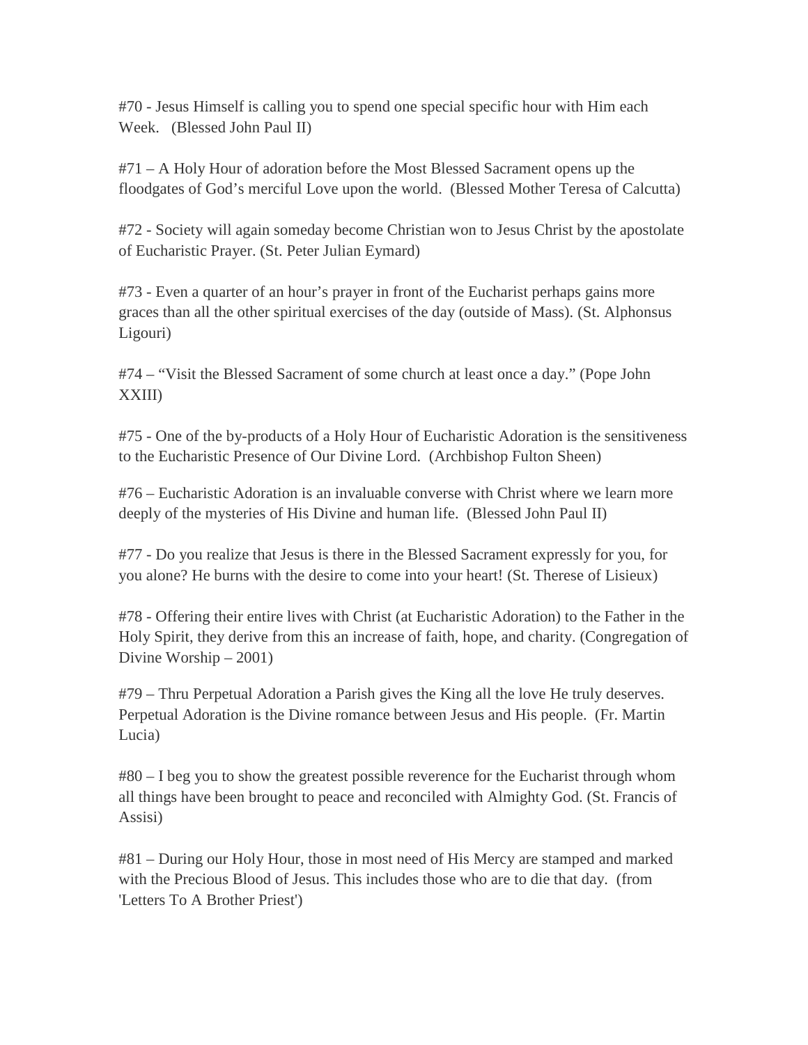#70 - Jesus Himself is calling you to spend one special specific hour with Him each Week. (Blessed John Paul II)

#71 – A Holy Hour of adoration before the Most Blessed Sacrament opens up the floodgates of God's merciful Love upon the world. (Blessed Mother Teresa of Calcutta)

#72 - Society will again someday become Christian won to Jesus Christ by the apostolate of Eucharistic Prayer. (St. Peter Julian Eymard)

#73 - Even a quarter of an hour's prayer in front of the Eucharist perhaps gains more graces than all the other spiritual exercises of the day (outside of Mass). (St. Alphonsus Ligouri)

#74 – "Visit the Blessed Sacrament of some church at least once a day." (Pope John XXIII)

#75 - One of the by-products of a Holy Hour of Eucharistic Adoration is the sensitiveness to the Eucharistic Presence of Our Divine Lord. (Archbishop Fulton Sheen)

#76 – Eucharistic Adoration is an invaluable converse with Christ where we learn more deeply of the mysteries of His Divine and human life. (Blessed John Paul II)

#77 - Do you realize that Jesus is there in the Blessed Sacrament expressly for you, for you alone? He burns with the desire to come into your heart! (St. Therese of Lisieux)

#78 - Offering their entire lives with Christ (at Eucharistic Adoration) to the Father in the Holy Spirit, they derive from this an increase of faith, hope, and charity. (Congregation of Divine Worship – 2001)

#79 – Thru Perpetual Adoration a Parish gives the King all the love He truly deserves. Perpetual Adoration is the Divine romance between Jesus and His people. (Fr. Martin Lucia)

#80 – I beg you to show the greatest possible reverence for the Eucharist through whom all things have been brought to peace and reconciled with Almighty God. (St. Francis of Assisi)

#81 – During our Holy Hour, those in most need of His Mercy are stamped and marked with the Precious Blood of Jesus. This includes those who are to die that day. (from 'Letters To A Brother Priest')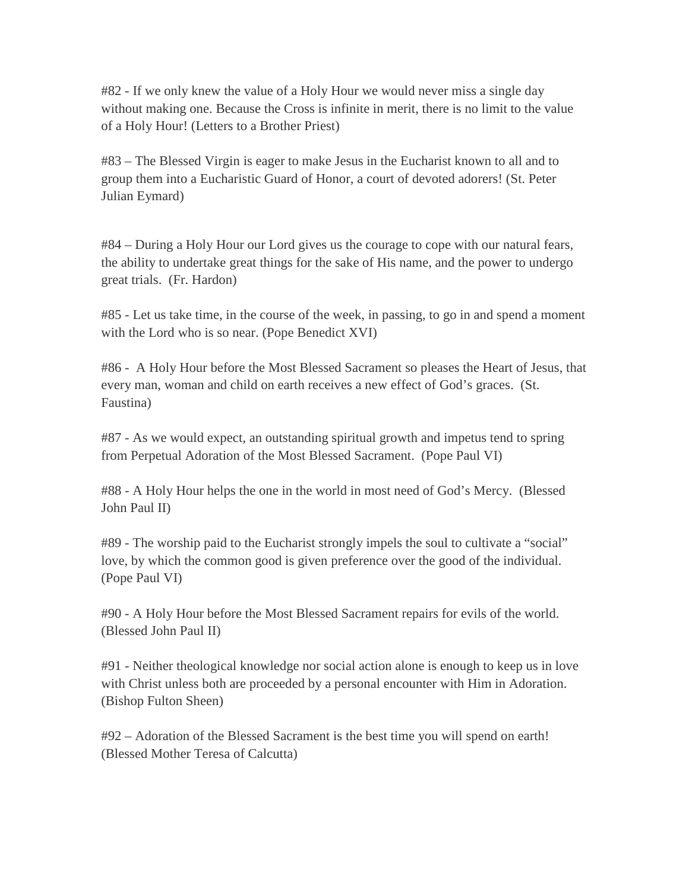#82 - If we only knew the value of a Holy Hour we would never miss a single day without making one. Because the Cross is infinite in merit, there is no limit to the value of a Holy Hour! (Letters to a Brother Priest)

#83 – The Blessed Virgin is eager to make Jesus in the Eucharist known to all and to group them into a Eucharistic Guard of Honor, a court of devoted adorers! (St. Peter Julian Eymard)

#84 – During a Holy Hour our Lord gives us the courage to cope with our natural fears, the ability to undertake great things for the sake of His name, and the power to undergo great trials. (Fr. Hardon)

#85 - Let us take time, in the course of the week, in passing, to go in and spend a moment with the Lord who is so near. (Pope Benedict XVI)

#86 - A Holy Hour before the Most Blessed Sacrament so pleases the Heart of Jesus, that every man, woman and child on earth receives a new effect of God's graces. (St. Faustina)

#87 - As we would expect, an outstanding spiritual growth and impetus tend to spring from Perpetual Adoration of the Most Blessed Sacrament. (Pope Paul VI)

#88 - A Holy Hour helps the one in the world in most need of God's Mercy. (Blessed John Paul II)

#89 - The worship paid to the Eucharist strongly impels the soul to cultivate a "social" love, by which the common good is given preference over the good of the individual. (Pope Paul VI)

#90 - A Holy Hour before the Most Blessed Sacrament repairs for evils of the world. (Blessed John Paul II)

#91 - Neither theological knowledge nor social action alone is enough to keep us in love with Christ unless both are proceeded by a personal encounter with Him in Adoration. (Bishop Fulton Sheen)

#92 – Adoration of the Blessed Sacrament is the best time you will spend on earth! (Blessed Mother Teresa of Calcutta)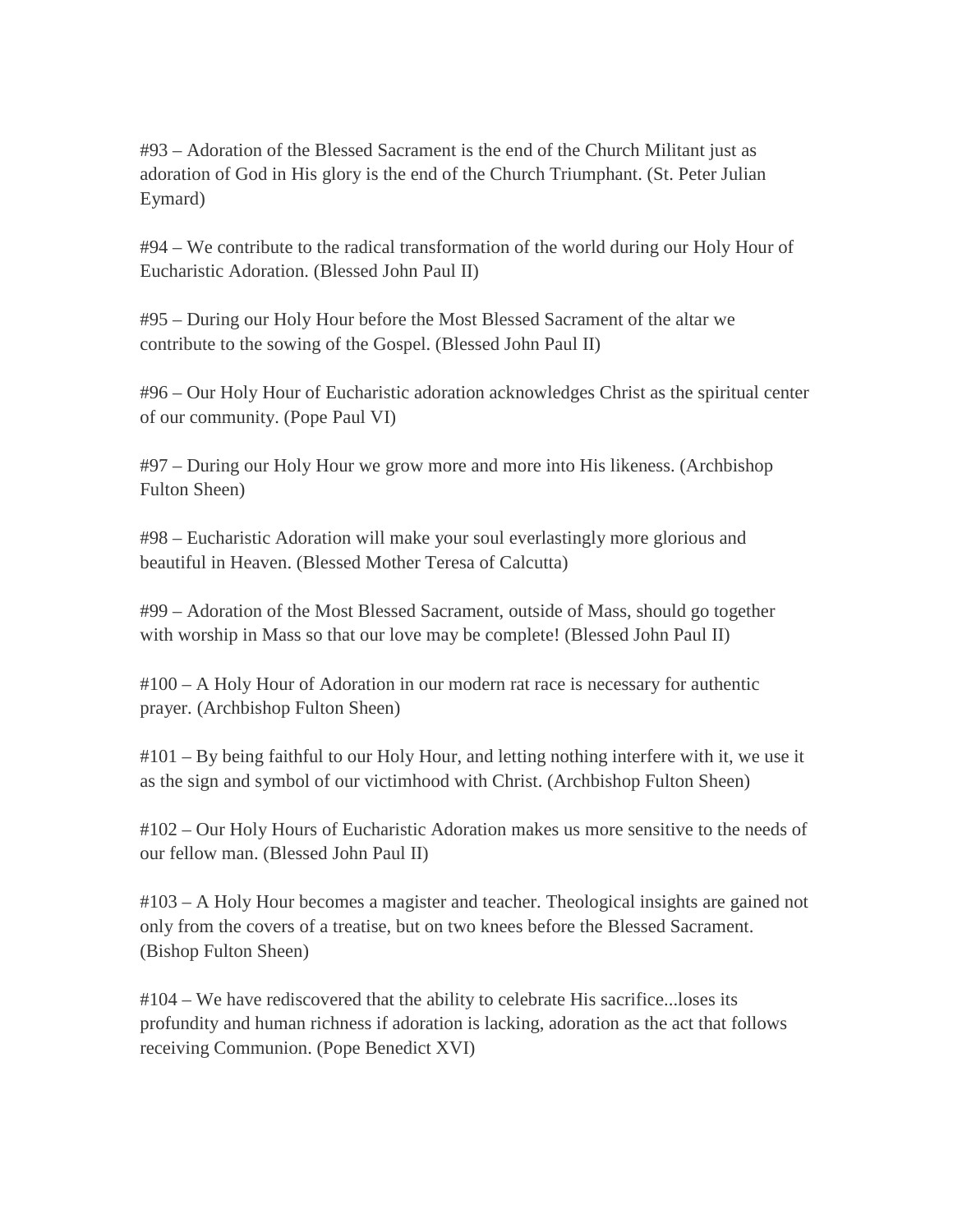#93 – Adoration of the Blessed Sacrament is the end of the Church Militant just as adoration of God in His glory is the end of the Church Triumphant. (St. Peter Julian Eymard)

#94 – We contribute to the radical transformation of the world during our Holy Hour of Eucharistic Adoration. (Blessed John Paul II)

#95 – During our Holy Hour before the Most Blessed Sacrament of the altar we contribute to the sowing of the Gospel. (Blessed John Paul II)

#96 – Our Holy Hour of Eucharistic adoration acknowledges Christ as the spiritual center of our community. (Pope Paul VI)

#97 – During our Holy Hour we grow more and more into His likeness. (Archbishop Fulton Sheen)

#98 – Eucharistic Adoration will make your soul everlastingly more glorious and beautiful in Heaven. (Blessed Mother Teresa of Calcutta)

#99 – Adoration of the Most Blessed Sacrament, outside of Mass, should go together with worship in Mass so that our love may be complete! (Blessed John Paul II)

#100 – A Holy Hour of Adoration in our modern rat race is necessary for authentic prayer. (Archbishop Fulton Sheen)

#101 – By being faithful to our Holy Hour, and letting nothing interfere with it, we use it as the sign and symbol of our victimhood with Christ. (Archbishop Fulton Sheen)

#102 – Our Holy Hours of Eucharistic Adoration makes us more sensitive to the needs of our fellow man. (Blessed John Paul II)

#103 – A Holy Hour becomes a magister and teacher. Theological insights are gained not only from the covers of a treatise, but on two knees before the Blessed Sacrament. (Bishop Fulton Sheen)

#104 – We have rediscovered that the ability to celebrate His sacrifice...loses its profundity and human richness if adoration is lacking, adoration as the act that follows receiving Communion. (Pope Benedict XVI)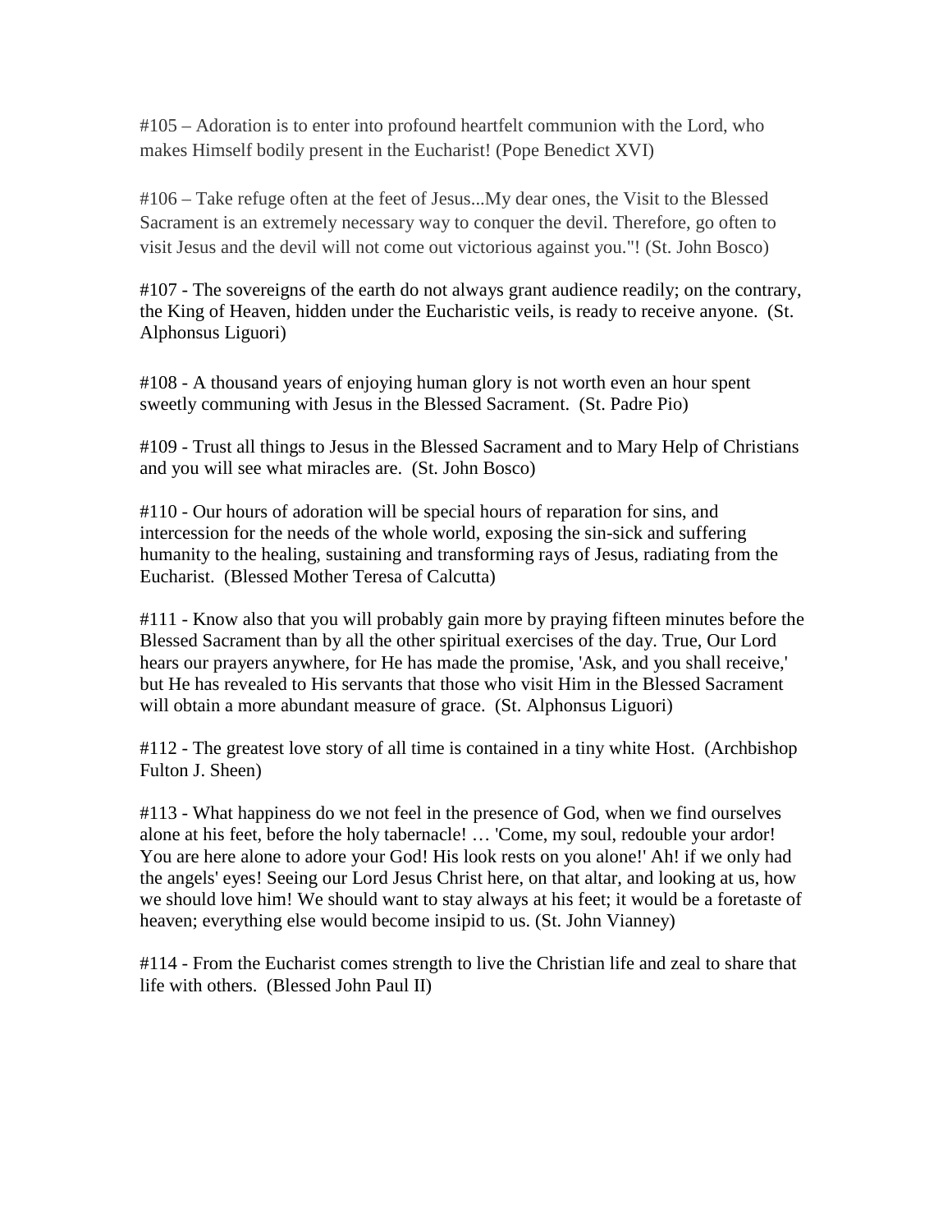#105 – Adoration is to enter into profound heartfelt communion with the Lord, who makes Himself bodily present in the Eucharist! (Pope Benedict XVI)

#106 – Take refuge often at the feet of Jesus...My dear ones, the Visit to the Blessed Sacrament is an extremely necessary way to conquer the devil. Therefore, go often to visit Jesus and the devil will not come out victorious against you."! (St. John Bosco)

#107 - The sovereigns of the earth do not always grant audience readily; on the contrary, the King of Heaven, hidden under the Eucharistic veils, is ready to receive anyone. (St. Alphonsus Liguori)

#108 - A thousand years of enjoying human glory is not worth even an hour spent sweetly communing with Jesus in the Blessed Sacrament. (St. Padre Pio)

#109 - Trust all things to Jesus in the Blessed Sacrament and to Mary Help of Christians and you will see what miracles are. (St. John Bosco)

#110 - Our hours of adoration will be special hours of reparation for sins, and intercession for the needs of the whole world, exposing the sin-sick and suffering humanity to the healing, sustaining and transforming rays of Jesus, radiating from the Eucharist. (Blessed Mother Teresa of Calcutta)

#111 - Know also that you will probably gain more by praying fifteen minutes before the Blessed Sacrament than by all the other spiritual exercises of the day. True, Our Lord hears our prayers anywhere, for He has made the promise, 'Ask, and you shall receive,' but He has revealed to His servants that those who visit Him in the Blessed Sacrament will obtain a more abundant measure of grace. (St. Alphonsus Liguori)

#112 - The greatest love story of all time is contained in a tiny white Host. (Archbishop Fulton J. Sheen)

#113 - What happiness do we not feel in the presence of God, when we find ourselves alone at his feet, before the holy tabernacle! … 'Come, my soul, redouble your ardor! You are here alone to adore your God! His look rests on you alone!' Ah! if we only had the angels' eyes! Seeing our Lord Jesus Christ here, on that altar, and looking at us, how we should love him! We should want to stay always at his feet; it would be a foretaste of heaven; everything else would become insipid to us. (St. John Vianney)

#114 - From the Eucharist comes strength to live the Christian life and zeal to share that life with others. (Blessed John Paul II)